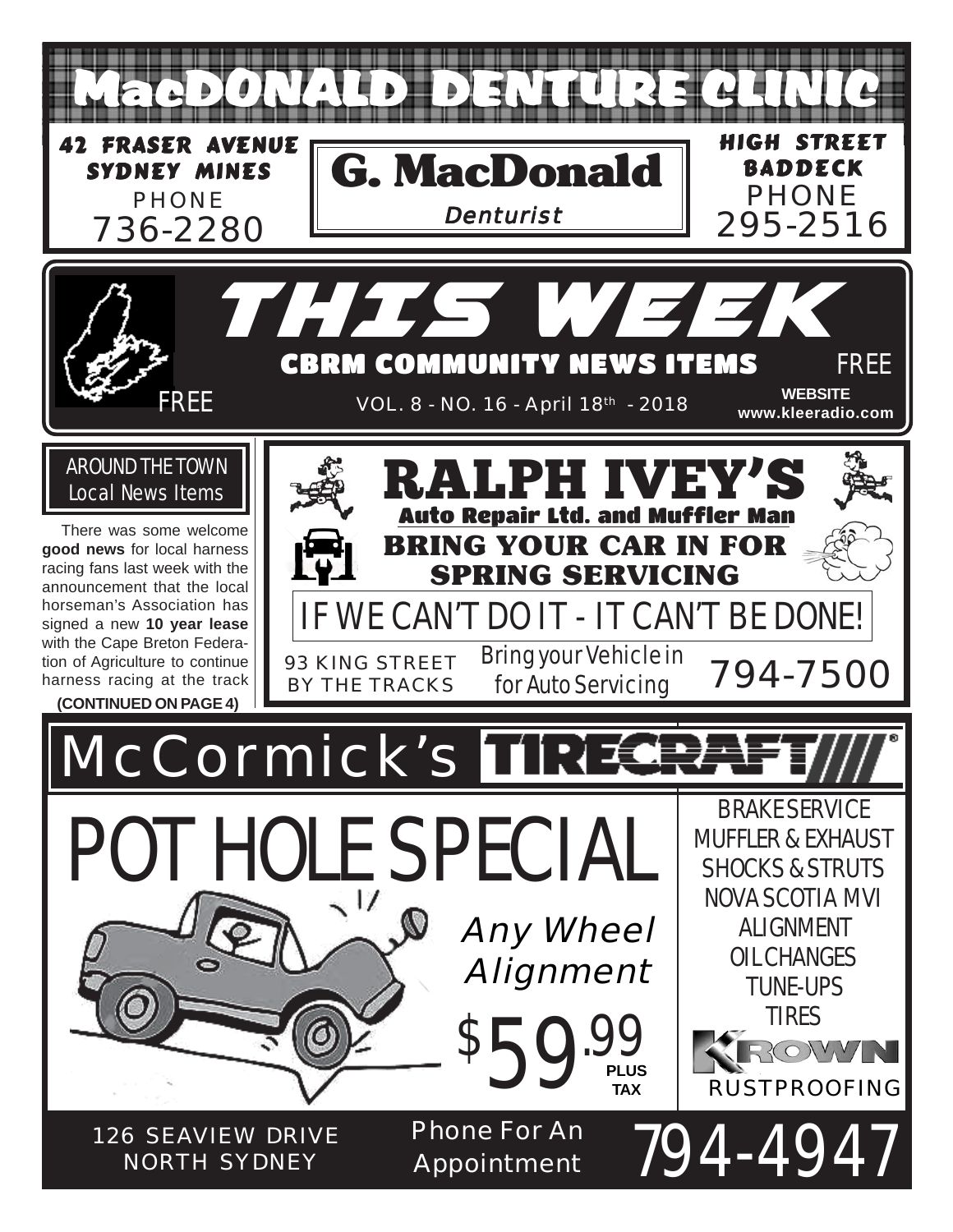# MacDONALD DENTURE CLINIC

**42 FRASER AVENUE**
**SYDNEY MINES**
PHONE
736-2280

**G. MacDonald**
*Denturist*

**HIGH STREET**
**BADDECK**
PHONE
295-2516

# THIS WEEK

## CBRM COMMUNITY NEWS ITEMS

FREE

FREE

VOL. 8 - NO. 16 - April 18th - 2018

**WEBSITE**
**www.kleeradio.com**

## AROUND THE TOWN
### Local News Items

There was some welcome **good news** for local harness racing fans last week with the announcement that the local horseman's Association has signed a new **10 year lease** with the Cape Breton Federation of Agriculture to continue harness racing at the track

**(CONTINUED ON PAGE 4)**

# RALPH IVEY'S

**Auto Repair Ltd. and Muffler Man**

**BRING YOUR CAR IN FOR SPRING SERVICING**

IF WE CAN'T DO IT - IT CAN'T BE DONE!

93 KING STREET
BY THE TRACKS

Bring your Vehicle in for Auto Servicing

794-7500

# McCormick's TIRECRAFT

# POT HOLE SPECIAL

*Any Wheel Alignment*

$59.99 **PLUS TAX**

BRAKE SERVICE
MUFFLER & EXHAUST
SHOCKS & STRUTS
NOVA SCOTIA MVI
ALIGNMENT
OIL CHANGES
TUNE-UPS
TIRES
KROWN
RUSTPROOFING

126 SEAVIEW DRIVE
NORTH SYDNEY

Phone For An Appointment

794-4947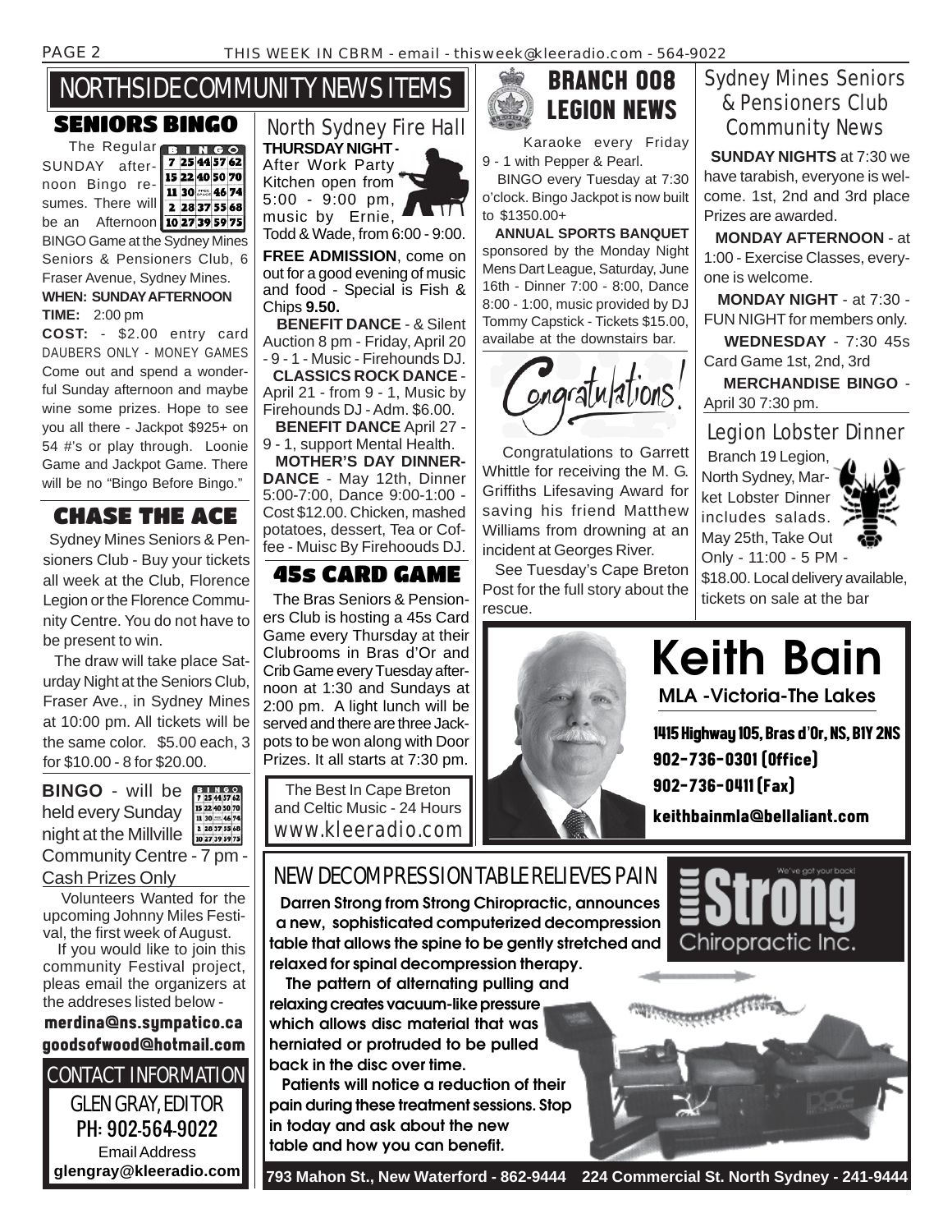# NORTHSIDE COMMUNITY NEWS ITEMS

## SENIORS BINGO

The Regular SUNDAY afternoon Bingo resumes. There will be an Afternoon BINGO Game at the Sydney Mines Seniors & Pensioners Club, 6 Fraser Avenue, Sydney Mines.

**WHEN: SUNDAY AFTERNOON**

**TIME:** 2:00 pm

**COST:** - $2.00 entry card DAUBERS ONLY - MONEY GAMES

Come out and spend a wonderful Sunday afternoon and maybe wine some prizes. Hope to see you all there - Jackpot $925+ on 54 #'s or play through. Loonie Game and Jackpot Game. There will be no "Bingo Before Bingo."

## CHASE THE ACE

Sydney Mines Seniors & Pensioners Club - Buy your tickets all week at the Club, Florence Legion or the Florence Community Centre. You do not have to be present to win.

The draw will take place Saturday Night at the Seniors Club, Fraser Ave., in Sydney Mines at 10:00 pm. All tickets will be the same color. $5.00 each, 3 for $10.00 - 8 for $20.00.

**BINGO** - will be held every Sunday night at the Millville Community Centre - 7 pm - Cash Prizes Only

Volunteers Wanted for the upcoming Johnny Miles Festival, the first week of August.

If you would like to join this community Festival project, pleas email the organizers at the addreses listed below -

**merdina@ns.sympatico.ca**
**goodsofwood@hotmail.com**

## CONTACT INFORMATION

GLEN GRAY, EDITOR
PH: 902-564-9022
Email Address
**glengray@kleeradio.com**

## North Sydney Fire Hall

**THURSDAY NIGHT -** After Work Party Kitchen open from 5:00 - 9:00 pm, music by Ernie, Todd & Wade, from 6:00 - 9:00.

**FREE ADMISSION**, come on out for a good evening of music and food - Special is Fish & Chips **9.50.**

**BENEFIT DANCE** - & Silent Auction 8 pm - Friday, April 20 - 9 - 1 - Music - Firehounds DJ.

**CLASSICS ROCK DANCE** - April 21 - from 9 - 1, Music by Firehounds DJ - Adm. $6.00.

**BENEFIT DANCE** April 27 - 9 - 1, support Mental Health.

**MOTHER'S DAY DINNER-DANCE** - May 12th, Dinner 5:00-7:00, Dance 9:00-1:00 - Cost $12.00. Chicken, mashed potatoes, dessert, Tea or Coffee - Muisc By Firehoouds DJ.

## 45s CARD GAME

The Bras Seniors & Pensioners Club is hosting a 45s Card Game every Thursday at their Clubrooms in Bras d'Or and Crib Game every Tuesday afternoon at 1:30 and Sundays at 2:00 pm. A light lunch will be served and there are three Jackpots to be won along with Door Prizes. It all starts at 7:30 pm.

The Best In Cape Breton and Celtic Music - 24 Hours
www.kleeradio.com

## BRANCH 008 LEGION NEWS

Karaoke every Friday 9 - 1 with Pepper & Pearl.

BINGO every Tuesday at 7:30 o'clock. Bingo Jackpot is now built to $1350.00+

**ANNUAL SPORTS BANQUET** sponsored by the Monday Night Mens Dart League, Saturday, June 16th - Dinner 7:00 - 8:00, Dance 8:00 - 1:00, music provided by DJ Tommy Capstick - Tickets $15.00, availabe at the downstairs bar.

Congratulations!

Congratulations to Garrett Whittle for receiving the M. G. Griffiths Lifesaving Award for saving his friend Matthew Williams from drowning at an incident at Georges River.

See Tuesday's Cape Breton Post for the full story about the rescue.

## Sydney Mines Seniors & Pensioners Club Community News

**SUNDAY NIGHTS** at 7:30 we have tarabish, everyone is welcome. 1st, 2nd and 3rd place Prizes are awarded.

**MONDAY AFTERNOON** - at 1:00 - Exercise Classes, everyone is welcome.

**MONDAY NIGHT** - at 7:30 - FUN NIGHT for members only.

**WEDNESDAY** - 7:30 45s Card Game 1st, 2nd, 3rd

**MERCHANDISE BINGO** - April 30 7:30 pm.

## Legion Lobster Dinner

Branch 19 Legion, North Sydney, Market Lobster Dinner includes salads. May 25th, Take Out Only - 11:00 - 5 PM - $18.00. Local delivery available, tickets on sale at the bar

## Keith Bain

**MLA -Victoria-The Lakes**

1415 Highway 105, Bras d'Or, NS, B1Y 2NS
902-736-0301 (Office)
902-736-0411 (Fax)
**keithbainmla@bellaliant.com**

## NEW DECOMPRESSION TABLE RELIEVES PAIN

**Darren Strong from Strong Chiropractic, announces a new, sophisticated computerized decompression table that allows the spine to be gently stretched and relaxed for spinal decompression therapy.**

**The pattern of alternating pulling and relaxing creates vacuum-like pressure which allows disc material that was herniated or protruded to be pulled back in the disc over time.**

**Patients will notice a reduction of their pain during these treatment sessions. Stop in today and ask about the new table and how you can benefit.**

Strong Chiropractic Inc. — We've got your back!

**793 Mahon St., New Waterford - 862-9444 224 Commercial St. North Sydney - 241-9444**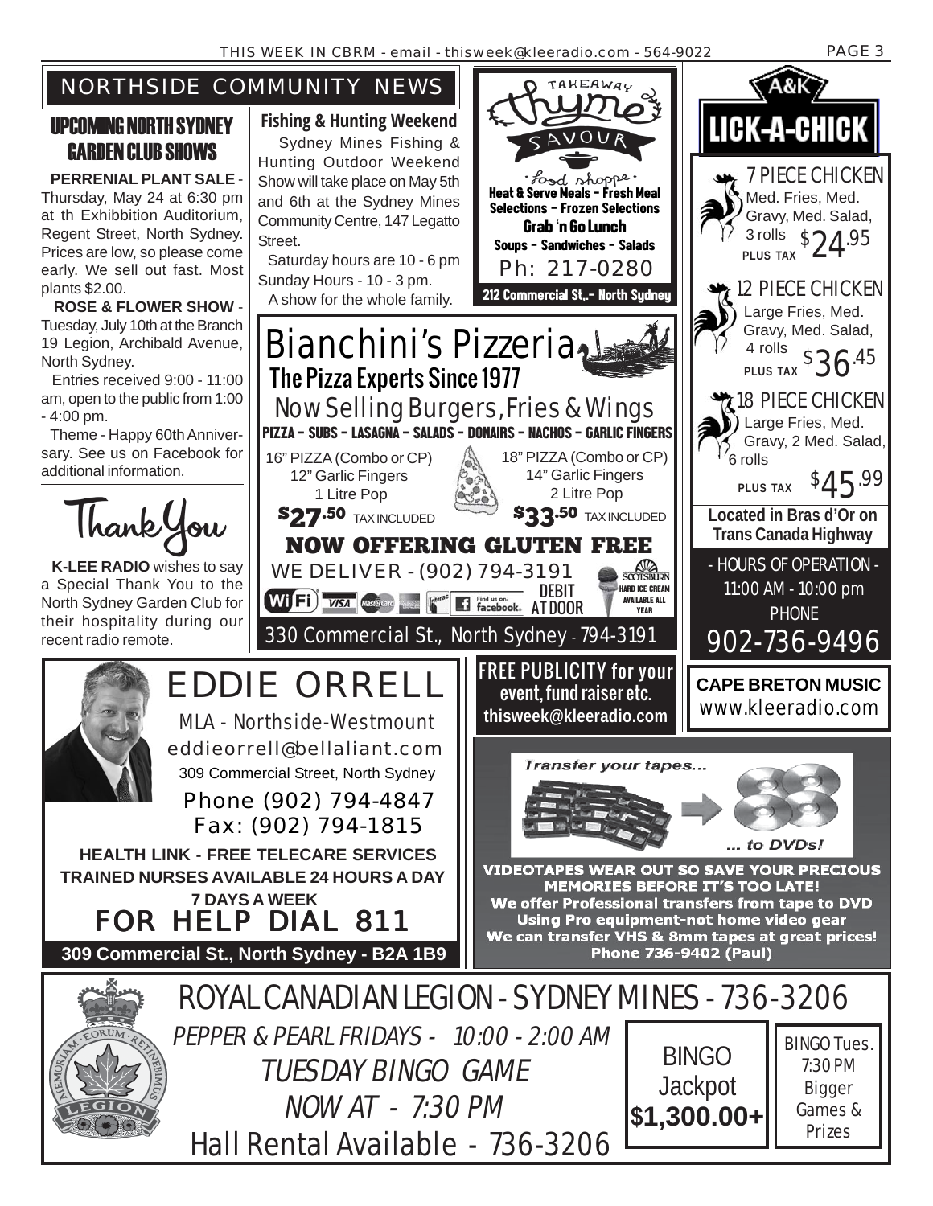# NORTHSIDE COMMUNITY NEWS

## UPCOMING NORTH SYDNEY GARDEN CLUB SHOWS

**PERRENIAL PLANT SALE** - Thursday, May 24 at 6:30 pm at th Exhibbition Auditorium, Regent Street, North Sydney. Prices are low, so please come early. We sell out fast. Most plants $2.00.

**ROSE & FLOWER SHOW** - Tuesday, July 10th at the Branch 19 Legion, Archibald Avenue, North Sydney.

Entries received 9:00 - 11:00 am, open to the public from 1:00 - 4:00 pm.

Theme - Happy 60th Anniversary. See us on Facebook for additional information.

## Thank You

**K-LEE RADIO** wishes to say a Special Thank You to the North Sydney Garden Club for their hospitality during our recent radio remote.

## Fishing & Hunting Weekend

Sydney Mines Fishing & Hunting Outdoor Weekend Show will take place on May 5th and 6th at the Sydney Mines Community Centre, 147 Legatto Street.

Saturday hours are 10 - 6 pm Sunday Hours - 10 - 3 pm.

A show for the whole family.

---

**TAKEAWAY thyme SAVOUR** · food shoppe ·

**Heat & Serve Meals - Fresh Meal Selections - Frozen Selections**

**Grab 'n Go Lunch**

**Soups - Sandwiches - Salads**

Ph: 217-0280

**212 Commercial St,.- North Sydney**

---

# Bianchini's Pizzeria

**The Pizza Experts Since 1977**

Now Selling Burgers, Fries & Wings

**PIZZA - SUBS - LASAGNA - SALADS - DONAIRS - NACHOS - GARLIC FINGERS**

16" PIZZA (Combo or CP)
12" Garlic Fingers
1 Litre Pop
**$27.50** TAX INCLUDED

18" PIZZA (Combo or CP)
14" Garlic Fingers
2 Litre Pop
**$33.50** TAX INCLUDED

**NOW OFFERING GLUTEN FREE**

WE DELIVER - (902) 794-3191

WiFi · VISA · MasterCard · Interac · Find us on facebook · DEBIT AT DOOR · SCOTSBURN HARD ICE CREAM AVAILABLE ALL YEAR

330 Commercial St., North Sydney - 794-3191

---

# A&K LICK-A-CHICK

**7 PIECE CHICKEN**
Med. Fries, Med. Gravy, Med. Salad, 3 rolls
$24.95 PLUS TAX

**12 PIECE CHICKEN**
Large Fries, Med. Gravy, Med. Salad, 4 rolls
$36.45 PLUS TAX

**18 PIECE CHICKEN**
Large Fries, Med. Gravy, 2 Med. Salad, 6 rolls
$45.99 PLUS TAX

**Located in Bras d'Or on Trans Canada Highway**

- HOURS OF OPERATION -
11:00 AM - 10:00 pm

PHONE
902-736-9496

---

**FREE PUBLICITY for your event, fund raiser etc.**
**thisweek@kleeradio.com**

**CAPE BRETON MUSIC**
www.kleeradio.com

---

# EDDIE ORRELL

MLA - Northside-Westmount

eddieorrell@bellaliant.com

309 Commercial Street, North Sydney

Phone (902) 794-4847
Fax: (902) 794-1815

**HEALTH LINK - FREE TELECARE SERVICES**
**TRAINED NURSES AVAILABLE 24 HOURS A DAY**
**7 DAYS A WEEK**

## FOR HELP DIAL 811

**309 Commercial St., North Sydney - B2A 1B9**

---

*Transfer your tapes...* *... to DVDs!*

**VIDEOTAPES WEAR OUT SO SAVE YOUR PRECIOUS MEMORIES BEFORE IT'S TOO LATE!**
**We offer Professional transfers from tape to DVD**
**Using Pro equipment-not home video gear**
**We can transfer VHS & 8mm tapes at great prices!**
**Phone 736-9402 (Paul)**

---

# ROYAL CANADIAN LEGION - SYDNEY MINES - 736-3206

*PEPPER & PEARL FRIDAYS - 10:00 - 2:00 AM*

*TUESDAY BINGO GAME*

*NOW AT - 7:30 PM*

Hall Rental Available - 736-3206

BINGO Jackpot **$1,300.00+**

BINGO Tues. 7:30 PM Bigger Games & Prizes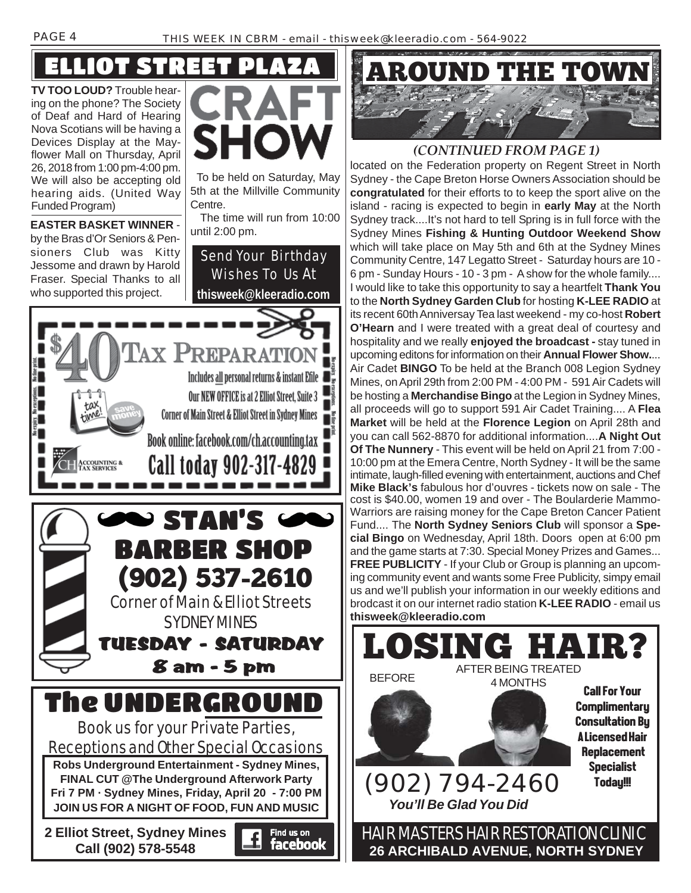# ELLIOT STREET PLAZA

**TV TOO LOUD?** Trouble hearing on the phone? The Society of Deaf and Hard of Hearing Nova Scotians will be having a Devices Display at the Mayflower Mall on Thursday, April 26, 2018 from 1:00 pm-4:00 pm. We will also be accepting old hearing aids. (United Way Funded Program)

**EASTER BASKET WINNER** - by the Bras d'Or Seniors & Pensioners Club was Kitty Jessome and drawn by Harold Fraser. Special Thanks to all who supported this project.

## CRAFT SHOW

To be held on Saturday, May 5th at the Millville Community Centre.

The time will run from 10:00 until 2:00 pm.

Send Your Birthday Wishes To Us At
**thisweek@kleeradio.com**

---

## $40 TAX PREPARATION

Includes all personal returns & instant Efile

Our NEW OFFICE is at 2 Elliot Street, Suite 3

Corner of Main Street & Elliot Street in Sydney Mines

Book online: facebook.com/ch.accounting.tax

**Call today 902-317-4829**

CH Accounting & Tax Services

No expiry. No exceptions. No fine print.

---

## STAN'S BARBER SHOP

**(902) 537-2610**

Corner of Main & Elliot Streets
SYDNEY MINES

**TUESDAY - SATURDAY**
**8 am - 5 pm**

---

## The UNDERGROUND

Book us for your Private Parties, Receptions and Other Special Occasions

**Robs Underground Entertainment - Sydney Mines, FINAL CUT @The Underground Afterwork Party Fri 7 PM · Sydney Mines, Friday, April 20 - 7:00 PM JOIN US FOR A NIGHT OF FOOD, FUN AND MUSIC**

**2 Elliot Street, Sydney Mines**
**Call (902) 578-5548**

Find us on facebook

---

# AROUND THE TOWN

*(CONTINUED FROM PAGE 1)*

located on the Federation property on Regent Street in North Sydney - the Cape Breton Horse Owners Association should be **congratulated** for their efforts to to keep the sport alive on the island - racing is expected to begin in **early May** at the North Sydney track....It's not hard to tell Spring is in full force with the Sydney Mines **Fishing & Hunting Outdoor Weekend Show** which will take place on May 5th and 6th at the Sydney Mines Community Centre, 147 Legatto Street - Saturday hours are 10 - 6 pm - Sunday Hours - 10 - 3 pm - A show for the whole family.... I would like to take this opportunity to say a heartfelt **Thank You** to the **North Sydney Garden Club** for hosting **K-LEE RADIO** at its recent 60th Anniversay Tea last weekend - my co-host **Robert O'Hearn** and I were treated with a great deal of courtesy and hospitality and we really **enjoyed the broadcast -** stay tuned in upcoming editons for information on their **Annual Flower Show.**... Air Cadet **BINGO** To be held at the Branch 008 Legion Sydney Mines, on April 29th from 2:00 PM - 4:00 PM - 591 Air Cadets will be hosting a **Merchandise Bingo** at the Legion in Sydney Mines, all proceeds will go to support 591 Air Cadet Training.... A **Flea Market** will be held at the **Florence Legion** on April 28th and you can call 562-8870 for additional information....**A Night Out Of The Nunnery** - This event will be held on April 21 from 7:00 - 10:00 pm at the Emera Centre, North Sydney - It will be the same intimate, laugh-filled evening with entertainment, auctions and Chef **Mike Black's** fabulous hor d'ouvres - tickets now on sale - The cost is $40.00, women 19 and over - The Boularderie Mammo-Warriors are raising money for the Cape Breton Cancer Patient Fund.... The **North Sydney Seniors Club** will sponsor a **Special Bingo** on Wednesday, April 18th. Doors open at 6:00 pm and the game starts at 7:30. Special Money Prizes and Games... **FREE PUBLICITY** - If your Club or Group is planning an upcoming community event and wants some Free Publicity, simpy email us and we'll publish your information in our weekly editions and brodcast it on our internet radio station **K-LEE RADIO** - email us **thisweek@kleeradio.com**

---

## LOSING HAIR?

BEFORE — AFTER BEING TREATED 4 MONTHS

**Call For Your Complimentary Consultation By A Licensed Hair Replacement Specialist Today!!!**

(902) 794-2460

***You'll Be Glad You Did***

HAIR MASTERS HAIR RESTORATION CLINIC
**26 ARCHIBALD AVENUE, NORTH SYDNEY**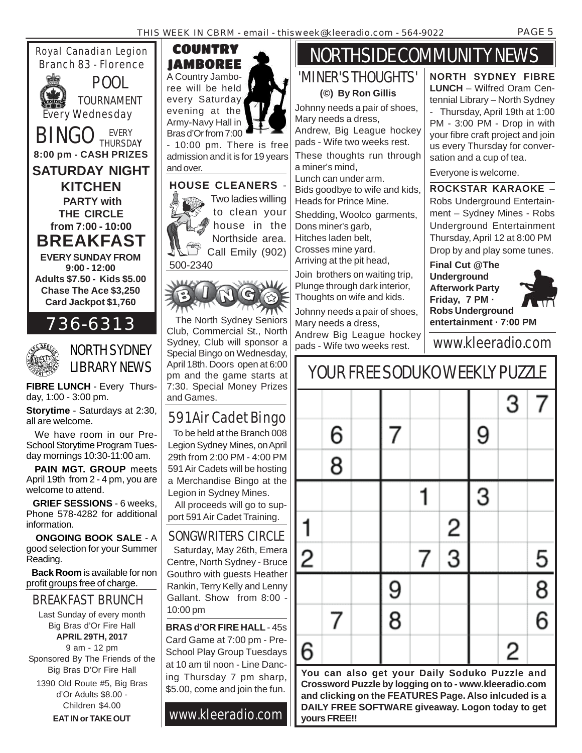## Royal Canadian Legion Branch 83 - Florence

### POOL TOURNAMENT
Every Wednesday

### BINGO EVERY THURSDAY
**8:00 pm - CASH PRIZES**

### SATURDAY NIGHT KITCHEN
**PARTY with THE CIRCLE from 7:00 - 10:00**

### BREAKFAST
**EVERY SUNDAY FROM 9:00 - 12:00**
**Adults $7.50 - Kids $5.00**
**Chase The Ace $3,250**
**Card Jackpot $1,760**

## 736-6313

## NORTH SYDNEY LIBRARY NEWS

**FIBRE LUNCH** - Every Thursday, 1:00 - 3:00 pm.

**Storytime** - Saturdays at 2:30, all are welcome.

We have room in our Pre-School Storytime Program Tuesday mornings 10:30-11:00 am.

**PAIN MGT. GROUP** meets April 19th from 2 - 4 pm, you are welcome to attend.

**GRIEF SESSIONS** - 6 weeks, Phone 578-4282 for additional information.

**ONGOING BOOK SALE** - A good selection for your Summer Reading.

**Back Room** is available for non profit groups free of charge.

## BREAKFAST BRUNCH

Last Sunday of every month
Big Bras d'Or Fire Hall
**APRIL 29TH, 2017**
9 am - 12 pm
Sponsored By The Friends of the Big Bras D'Or Fire Hall
1390 Old Route #5, Big Bras d'Or Adults $8.00 - Children $4.00
**EAT IN or TAKE OUT**

## COUNTRY JAMBOREE

A Country Jamboree will be held every Saturday evening at the Army-Navy Hall in Bras d'Or from 7:00 - 10:00 pm. There is free admission and it is for 19 years and over.

**HOUSE CLEANERS** - Two ladies willing to clean your house in the Northside area. Call Emily (902) 500-2340

## BINGO

The North Sydney Seniors Club, Commercial St., North Sydney, Club will sponsor a Special Bingo on Wednesday, April 18th. Doors open at 6:00 pm and the game starts at 7:30. Special Money Prizes and Games.

## 591 Air Cadet Bingo

To be held at the Branch 008 Legion Sydney Mines, on April 29th from 2:00 PM - 4:00 PM 591 Air Cadets will be hosting a Merchandise Bingo at the Legion in Sydney Mines.

All proceeds will go to support 591 Air Cadet Training.

## SONGWRITERS CIRCLE

Saturday, May 26th, Emera Centre, North Sydney - Bruce Gouthro with guests Heather Rankin, Terry Kelly and Lenny Gallant. Show from 8:00 - 10:00 pm

**BRAS d'OR FIRE HALL** - 45s Card Game at 7:00 pm - Pre-School Play Group Tuesdays at 10 am til noon - Line Dancing Thursday 7 pm sharp, $5.00, come and join the fun.

www.kleeradio.com

# NORTHSIDE COMMUNITY NEWS

## 'MINER'S THOUGHTS'

**(©) By Ron Gillis**

Johnny needs a pair of shoes,
Mary needs a dress,
Andrew, Big League hockey pads - Wife two weeks rest.

These thoughts run through a miner's mind,
Lunch can under arm.
Bids goodbye to wife and kids,
Heads for Prince Mine.

Shedding, Woolco garments,
Dons miner's garb,
Hitches laden belt,
Crosses mine yard.
Arriving at the pit head,

Join brothers on waiting trip,
Plunge through dark interior,
Thoughts on wife and kids.

Johnny needs a pair of shoes,
Mary needs a dress,
Andrew Big League hockey pads - Wife two weeks rest.

**NORTH SYDNEY FIBRE LUNCH** – Wilfred Oram Centennial Library – North Sydney - Thursday, April 19th at 1:00 PM - 3:00 PM - Drop in with your fibre craft project and join us every Thursday for conversation and a cup of tea.

Everyone is welcome.

**ROCKSTAR KARAOKE** – Robs Underground Entertainment – Sydney Mines - Robs Underground Entertainment Thursday, April 12 at 8:00 PM Drop by and play some tunes.

**Final Cut @The Underground Afterwork Party Friday, 7 PM · Robs Underground entertainment · 7:00 PM**

www.kleeradio.com

## YOUR FREE SODUKO WEEKLY PUZZLE

| | | | | | | | | |
|---|---|---|---|---|---|---|---|---|
| | | | | | | | 3 | 7 |
| | 6 | | 7 | | | 9 | | |
| | 8 | | | | | | | |
| | | | | 1 | | 3 | | |
| 1 | | | | | 2 | | | |
| 2 | | | | 7 | 3 | | | 5 |
| | | | 9 | | | | | 8 |
| | 7 | | 8 | | | | | 6 |
| 6 | | | | | | | 2 | |

**You can also get your Daily Soduko Puzzle and Crossword Puzzle by logging on to - www.kleeradio.com and clicking on the FEATURES Page. Also inlcuded is a DAILY FREE SOFTWARE giveaway. Logon today to get yours FREE!!**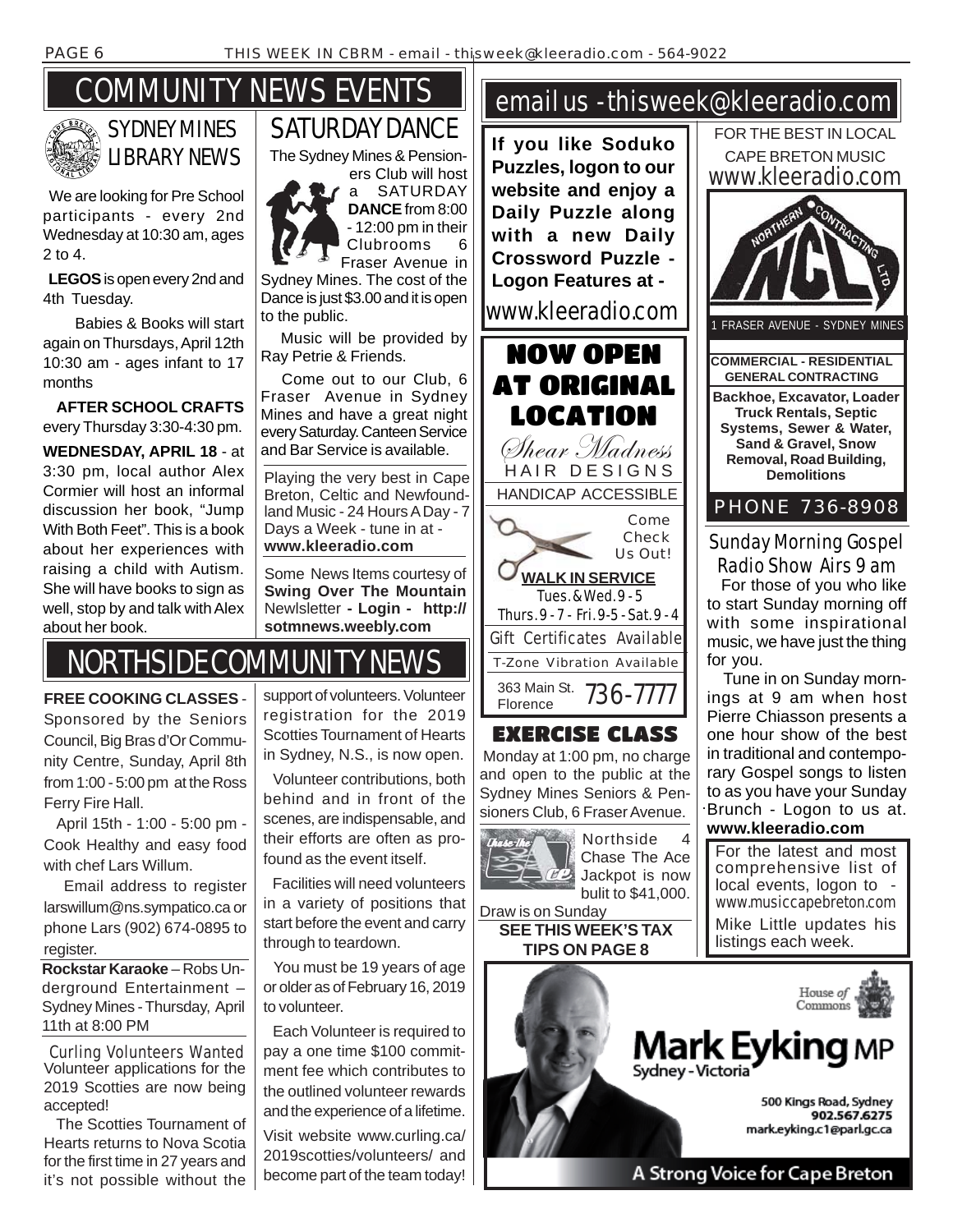# COMMUNITY NEWS EVENTS

## SYDNEY MINES LIBRARY NEWS

We are looking for Pre School participants - every 2nd Wednesday at 10:30 am, ages 2 to 4.

**LEGOS** is open every 2nd and 4th Tuesday.

Babies & Books will start again on Thursdays, April 12th 10:30 am - ages infant to 17 months

**AFTER SCHOOL CRAFTS** every Thursday 3:30-4:30 pm.

**WEDNESDAY, APRIL 18** - at 3:30 pm, local author Alex Cormier will host an informal discussion her book, "Jump With Both Feet". This is a book about her experiences with raising a child with Autism. She will have books to sign as well, stop by and talk with Alex about her book.

## SATURDAY DANCE

The Sydney Mines & Pensioners Club will host a SATURDAY **DANCE** from 8:00 - 12:00 pm in their Clubrooms 6 Fraser Avenue in Sydney Mines. The cost of the Dance is just $3.00 and it is open to the public.

Music will be provided by Ray Petrie & Friends.

Come out to our Club, 6 Fraser Avenue in Sydney Mines and have a great night every Saturday. Canteen Service and Bar Service is available.

Playing the very best in Cape Breton, Celtic and Newfoundland Music - 24 Hours A Day - 7 Days a Week - tune in at - **www.kleeradio.com**

Some News Items courtesy of **Swing Over The Mountain** Newlsletter **- Login - http://sotmnews.weebly.com**

# NORTHSIDE COMMUNITY NEWS

**FREE COOKING CLASSES** - Sponsored by the Seniors Council, Big Bras d'Or Community Centre, Sunday, April 8th from 1:00 - 5:00 pm at the Ross Ferry Fire Hall.

April 15th - 1:00 - 5:00 pm - Cook Healthy and easy food with chef Lars Willum.

Email address to register larswillum@ns.sympatico.ca or phone Lars (902) 674-0895 to register.

**Rockstar Karaoke** – Robs Underground Entertainment – Sydney Mines - Thursday, April 11th at 8:00 PM

### Curling Volunteers Wanted

Volunteer applications for the 2019 Scotties are now being accepted!

The Scotties Tournament of Hearts returns to Nova Scotia for the first time in 27 years and it's not possible without the support of volunteers. Volunteer registration for the 2019 Scotties Tournament of Hearts in Sydney, N.S., is now open.

Volunteer contributions, both behind and in front of the scenes, are indispensable, and their efforts are often as profound as the event itself.

Facilities will need volunteers in a variety of positions that start before the event and carry through to teardown.

You must be 19 years of age or older as of February 16, 2019 to volunteer.

Each Volunteer is required to pay a one time $100 commitment fee which contributes to the outlined volunteer rewards and the experience of a lifetime.

Visit website www.curling.ca/2019scotties/volunteers/ and become part of the team today!

# email us - thisweek@kleeradio.com

**If you like Soduko Puzzles, logon to our website and enjoy a Daily Puzzle along with a new Daily Crossword Puzzle - Logon Features at -**

www.kleeradio.com

FOR THE BEST IN LOCAL CAPE BRETON MUSIC
www.kleeradio.com

**NORTHERN CONTRACTING LTD.**
1 FRASER AVENUE - SYDNEY MINES

**COMMERCIAL - RESIDENTIAL GENERAL CONTRACTING**

**Backhoe, Excavator, Loader Truck Rentals, Septic Systems, Sewer & Water, Sand & Gravel, Snow Removal, Road Building, Demolitions**

PHONE 736-8908

**NOW OPEN AT ORIGINAL LOCATION**

*Shear Madness*
HAIR DESIGNS

HANDICAP ACCESSIBLE

Come Check Us Out!

**WALK IN SERVICE**
Tues. & Wed. 9 - 5
Thurs. 9 - 7 - Fri. 9-5 - Sat. 9 - 4

Gift Certificates Available

T-Zone Vibration Available

363 Main St. Florence 736-7777

## EXERCISE CLASS

Monday at 1:00 pm, no charge and open to the public at the Sydney Mines Seniors & Pensioners Club, 6 Fraser Avenue.

Northside 4 Chase The Ace Jackpot is now bulit to $41,000. Draw is on Sunday

**SEE THIS WEEK'S TAX TIPS ON PAGE 8**

## Sunday Morning Gospel Radio Show Airs 9 am

For those of you who like to start Sunday morning off with some inspirational music, we have just the thing for you.

Tune in on Sunday mornings at 9 am when host Pierre Chiasson presents a one hour show of the best in traditional and contemporary Gospel songs to listen to as you have your Sunday Brunch - Logon to us at. **www.kleeradio.com**

For the latest and most comprehensive list of local events, logon to - www.musiccapebreton.com Mike Little updates his listings each week.

House of Commons

**Mark Eyking MP**
Sydney - Victoria

500 Kings Road, Sydney
902.567.6275
mark.eyking.c1@parl.gc.ca

A Strong Voice for Cape Breton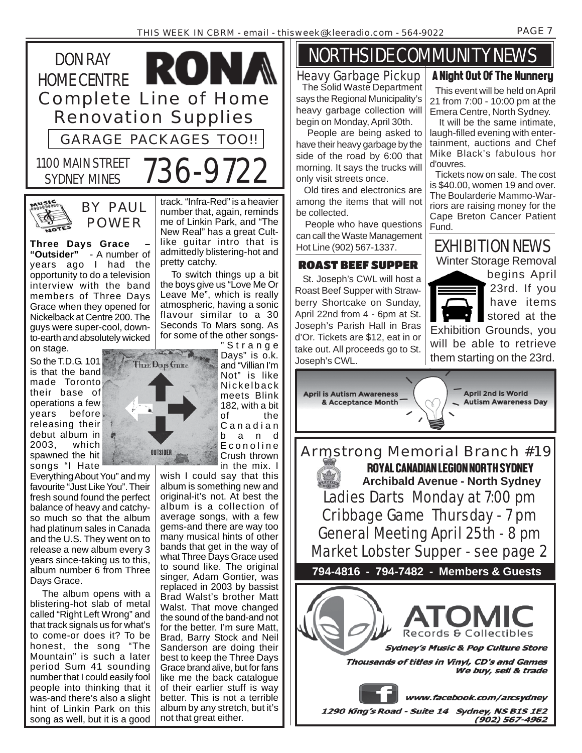## DON RAY HOME CENTRE

**RONA**

Complete Line of Home Renovation Supplies

GARAGE PACKAGES TOO!!

1100 MAIN STREET SYDNEY MINES

736-9722

---

## BY PAUL POWER

**Three Days Grace – "Outsider"** - A number of years ago I had the opportunity to do a television interview with the band members of Three Days Grace when they opened for Nickelback at Centre 200. The guys were super-cool, down-to-earth and absolutely wicked on stage.

So the T.D.G. 101 is that the band made Toronto their base of operations a few years before releasing their debut album in 2003, which spawned the hit songs "I Hate Everything About You" and my favourite "Just Like You". Their fresh sound found the perfect balance of heavy and catchy-so much so that the album had platinum sales in Canada and the U.S. They went on to release a new album every 3 years since-taking us to this, album number 6 from Three Days Grace.

The album opens with a blistering-hot slab of metal called "Right Left Wrong" and that track signals us for what's to come-or does it? To be honest, the song "The Mountain" is such a later period Sum 41 sounding number that I could easily fool people into thinking that it was-and there's also a slight hint of Linkin Park on this song as well, but it is a good track. "Infra-Red" is a heavier number that, again, reminds me of Linkin Park, and "The New Real" has a great Cult-like guitar intro that is admittedly blistering-hot and pretty catchy.

To switch things up a bit the boys give us "Love Me Or Leave Me", which is really atmospheric, having a sonic flavour similar to a 30 Seconds To Mars song. As for some of the other songs-"Strange Days" is o.k. and "Villian I'm Not" is like Nickelback meets Blink 182, with a bit of the Canadian band Econoline Crush thrown in the mix. I wish I could say that this album is something new and original-it's not. At best the album is a collection of average songs, with a few gems-and there are way too many musical hints of other bands that get in the way of what Three Days Grace used to sound like. The original singer, Adam Gontier, was replaced in 2003 by bassist Brad Walst's brother Matt Walst. That move changed the sound of the band-and not for the better. I'm sure Matt, Brad, Barry Stock and Neil Sanderson are doing their best to keep the Three Days Grace brand alive, but for fans like me the back catalogue of their earlier stuff is way better. This is not a terrible album by any stretch, but it's not that great either.

---

# NORTHSIDE COMMUNITY NEWS

### Heavy Garbage Pickup

The Solid Waste Department says the Regional Municipality's heavy garbage collection will begin on Monday, April 30th.

People are being asked to have their heavy garbage by the side of the road by 6:00 that morning. It says the trucks will only visit streets once.

Old tires and electronics are among the items that will not be collected.

People who have questions can call the Waste Management Hot Line (902) 567-1337.

### ROAST BEEF SUPPER

St. Joseph's CWL will host a Roast Beef Supper with Strawberry Shortcake on Sunday, April 22nd from 4 - 6pm at St. Joseph's Parish Hall in Bras d'Or. Tickets are $12, eat in or take out. All proceeds go to St. Joseph's CWL.

### A Night Out Of The Nunnery

This event will be held on April 21 from 7:00 - 10:00 pm at the Emera Centre, North Sydney.

It will be the same intimate, laugh-filled evening with entertainment, auctions and Chef Mike Black's fabulous hor d'ouvres.

Tickets now on sale. The cost is $40.00, women 19 and over. The Boularderie Mammo-Warriors are raising money for the Cape Breton Cancer Patient Fund.

### EXHIBITION NEWS

Winter Storage Removal begins April 23rd. If you have items stored at the Exhibition Grounds, you will be able to retrieve them starting on the 23rd.

---

April is Autism Awareness & Acceptance Month

April 2nd is World Autism Awareness Day

---

## Armstrong Memorial Branch #19

**ROYAL CANADIAN LEGION NORTH SYDNEY**

**Archibald Avenue - North Sydney**

Ladies Darts Monday at 7:00 pm

Cribbage Game Thursday - 7pm

General Meeting April 25th - 8 pm

Market Lobster Supper - see page 2

**794-4816 - 794-7482 - Members & Guests**

---

## ATOMIC Records & Collectibles

*Sydney's Music & Pop Culture Store*

*Thousands of titles in Vinyl, CD's and Games*
*We buy, sell & trade*

www.facebook.com/arcsydney

1290 King's Road - Suite 14 Sydney, NS B1S 1E2
(902) 567-4962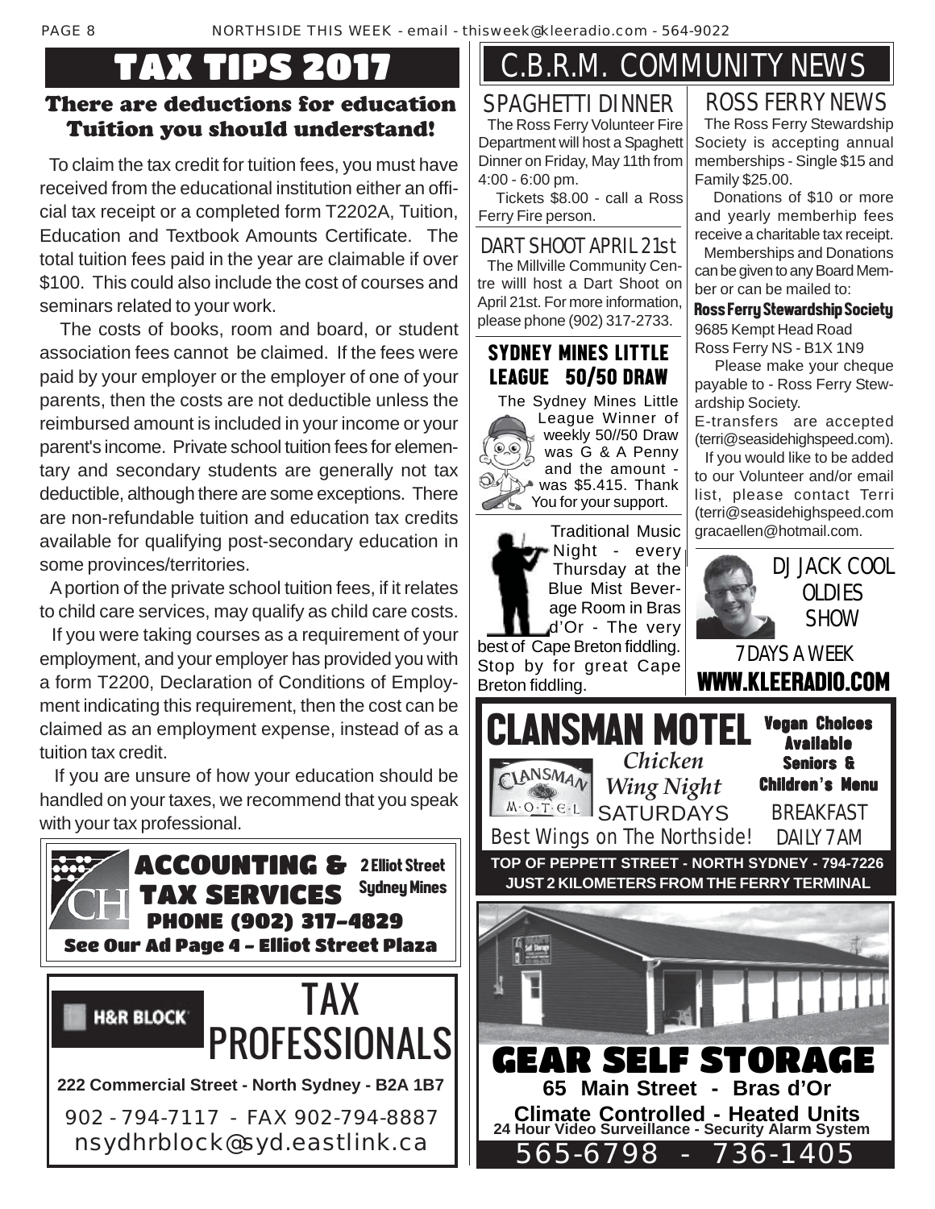# TAX TIPS 2017

## There are deductions for education Tuition you should understand!

To claim the tax credit for tuition fees, you must have received from the educational institution either an official tax receipt or a completed form T2202A, Tuition, Education and Textbook Amounts Certificate. The total tuition fees paid in the year are claimable if over $100. This could also include the cost of courses and seminars related to your work.

The costs of books, room and board, or student association fees cannot be claimed. If the fees were paid by your employer or the employer of one of your parents, then the costs are not deductible unless the reimbursed amount is included in your income or your parent's income. Private school tuition fees for elementary and secondary students are generally not tax deductible, although there are some exceptions. There are non-refundable tuition and education tax credits available for qualifying post-secondary education in some provinces/territories.

A portion of the private school tuition fees, if it relates to child care services, may qualify as child care costs.

If you were taking courses as a requirement of your employment, and your employer has provided you with a form T2200, Declaration of Conditions of Employment indicating this requirement, then the cost can be claimed as an employment expense, instead of as a tuition tax credit.

If you are unsure of how your education should be handled on your taxes, we recommend that you speak with your tax professional.

**CH ACCOUNTING & TAX SERVICES**
2 Elliot Street Sydney Mines
PHONE (902) 317-4829
See Our Ad Page 4 - Elliot Street Plaza

**H&R BLOCK**
TAX PROFESSIONALS
222 Commercial Street - North Sydney - B2A 1B7
902 - 794-7117 - FAX 902-794-8887
nsydhrblock@syd.eastlink.ca

# C.B.R.M. COMMUNITY NEWS

## SPAGHETTI DINNER

The Ross Ferry Volunteer Fire Department will host a Spaghett Dinner on Friday, May 11th from 4:00 - 6:00 pm.

Tickets $8.00 - call a Ross Ferry Fire person.

## DART SHOOT APRIL 21st

The Millville Community Centre willl host a Dart Shoot on April 21st. For more information, please phone (902) 317-2733.

## SYDNEY MINES LITTLE LEAGUE 50/50 DRAW

The Sydney Mines Little League Winner of weekly 50//50 Draw was G & A Penny and the amount - was $5.415. Thank You for your support.

Traditional Music Night - every Thursday at the Blue Mist Beverage Room in Bras d'Or - The very best of Cape Breton fiddling. Stop by for great Cape Breton fiddling.

## ROSS FERRY NEWS

The Ross Ferry Stewardship Society is accepting annual memberships - Single $15 and Family $25.00.

Donations of $10 or more and yearly memberhip fees receive a charitable tax receipt.

Memberships and Donations can be given to any Board Member or can be mailed to:

**Ross Ferry Stewardship Society**
9685 Kempt Head Road
Ross Ferry NS - B1X 1N9

Please make your cheque payable to - Ross Ferry Stewardship Society.

E-transfers are accepted (terri@seasidehighspeed.com).

If you would like to be added to our Volunteer and/or email list, please contact Terri (terri@seasidehighspeed.com gracaellen@hotmail.com.

**DJ JACK COOL OLDIES SHOW**
7 DAYS A WEEK
WWW.KLEERADIO.COM

**CLANSMAN MOTEL**
*Chicken Wing Night* SATURDAYS
Vegan Choices Available
Seniors & Children's Menu
BREAKFAST DAILY 7 AM
Best Wings on The Northside!
TOP OF PEPPETT STREET - NORTH SYDNEY - 794-7226
JUST 2 KILOMETERS FROM THE FERRY TERMINAL

**GEAR SELF STORAGE**
65 Main Street - Bras d'Or
Climate Controlled - Heated Units
24 Hour Video Surveillance - Security Alarm System
565-6798 - 736-1405